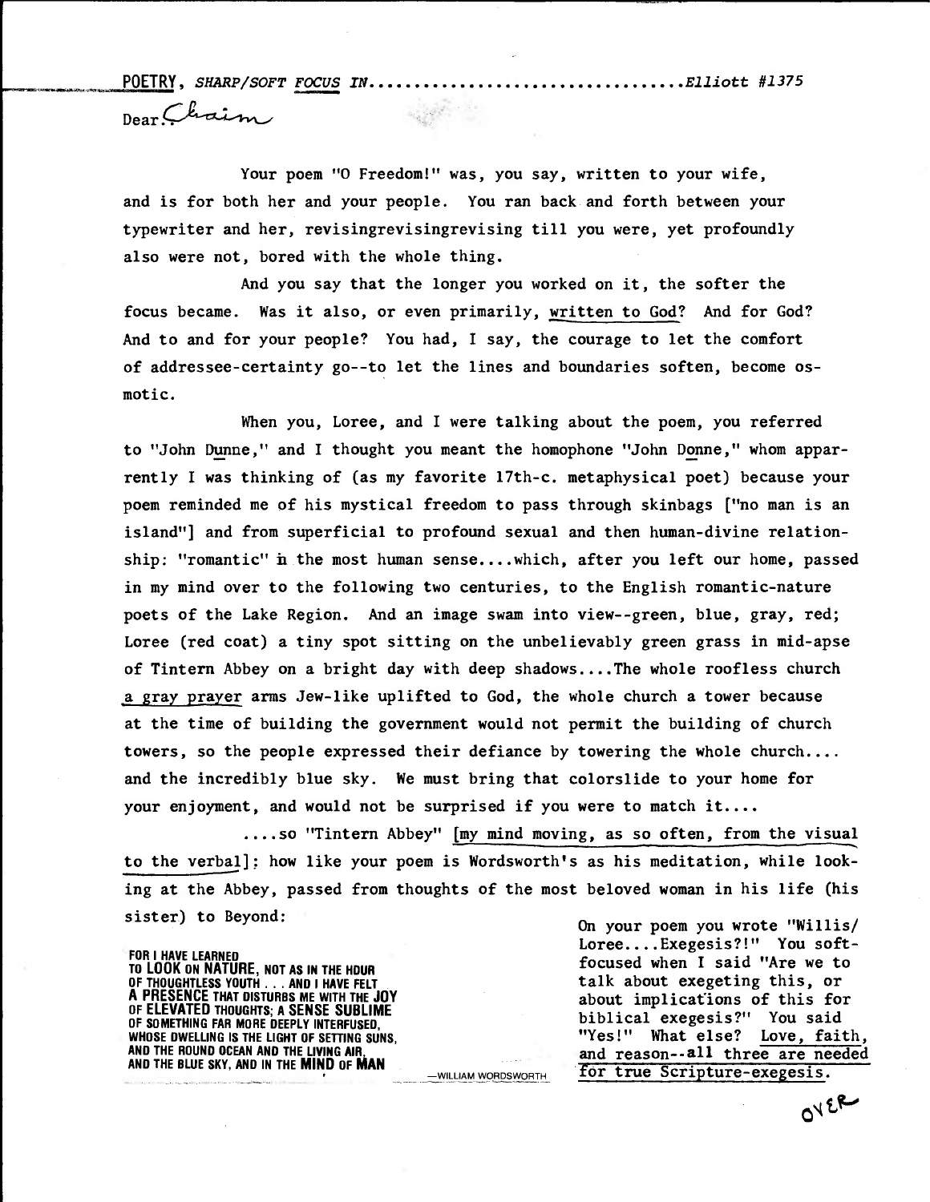POETRY, *SHARP/SOFT FOCUS IN*..................................*Elliott #1375*

Dear Chaim

Your poem "O Freedom!" was, you say, written to your wife, and is for both her and your people. You ran back and forth between your typewriter and her, revisingrevisingrevising till you were, yet profoundly also were not, bored with the whole thing.

And you say that the longer you worked on it, the softer the focus became. Was it also, or even primarily, written to God? And for God? And to and for your people? You had, I say, the courage to let the comfort of addressee-certainty go--to let the lines and boundaries soften, become osmotic.

When you, Loree, and I were talking about the poem, you referred to "John Dunne," and I thought you meant the homophone "John Donne," whom apparently I was thinking of (as my favorite 17th-c. metaphysical poet) because your poem reminded me of his mystical freedom to pass through skinbags ["no man is an island"] and from superficial to profound sexual and then human-divine relationship: "romantic" in the most human sense....which, after you left our home, passed in my mind over to the following two centuries, to the English romantic-nature poets of the Lake Region. And an image swam into view--green, blue, gray, red; Loree (red coat) a tiny spot sitting on the unbelievably green grass in mid-apse of Tintern Abbey on a bright day with deep shadows....The whole roofless church a gray prayer arms Jew-like uplifted to God, the whole church a tower because at the time of building the government would not permit the building of church towers, so the people expressed their defiance by towering the whole church.... and the incredibly blue sky. We must bring that colorslide to your home for your enjoyment, and would not be surprised if you were to match it....

....so "Tintern Abbey" [my mind moving, as so often, from the visual to the verbal]: how like your poem is Wordsworth's as his meditation, while looking at the Abbey, passed from thoughts of the most beloved woman in his life (his sister) to Beyond:

FOR I HAVE LEARNED
TO **LOOK** ON **NATURE**, NOT AS IN THE HOUR
OF THOUGHTLESS YOUTH . . . AND I HAVE FELT
**A PRESENCE** THAT DISTURBS ME WITH THE **JOY**
OF **ELEVATED** THOUGHTS; A **SENSE SUBLIME**
OF SOMETHING FAR MORE DEEPLY INTERFUSED,
WHOSE DWELLING IS THE LIGHT OF SETTING SUNS,
AND THE ROUND OCEAN AND THE LIVING AIR,
AND THE BLUE SKY, AND IN THE **MIND** OF **MAN**

—WILLIAM WORDSWORTH

On your poem you wrote "Willis/Loree....Exegesis?!" You soft-focused when I said "Are we to talk about exegeting this, or about implications of this for biblical exegesis?" You said "Yes!" What else? Love, faith, and reason--all three are needed for true Scripture-exegesis.

OVER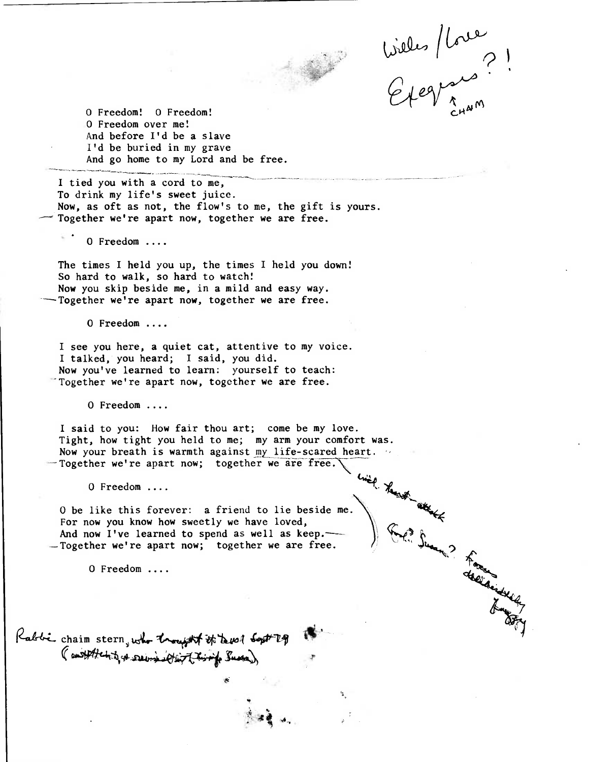Wills / Love

Exegesis ? !

↑ CHAIM

O Freedom! O Freedom!
O Freedom over me!
And before I'd be a slave
I'd be buried in my grave
And go home to my Lord and be free.

I tied you with a cord to me,
To drink my life's sweet juice.
Now, as oft as not, the flow's to me, the gift is yours.
Together we're apart now, together we are free.

O Freedom ....

The times I held you up, the times I held you down!
So hard to walk, so hard to watch!
Now you skip beside me, in a mild and easy way.
Together we're apart now, together we are free.

O Freedom ....

I see you here, a quiet cat, attentive to my voice.
I talked, you heard; I said, you did.
Now you've learned to learn: yourself to teach:
Together we're apart now, together we are free.

O Freedom ....

I said to you: How fair thou art; come be my love.
Tight, how tight you held to me; my arm your comfort was.
Now your breath is warmth against my life-scared heart.
Together we're apart now; together we are free.

O Freedom ....

O be like this forever: a friend to lie beside me.
For now you know how sweetly we have loved,
And now I've learned to spend as well as keep.
Together we're apart now; together we are free.

O Freedom ....

incl. heart-attack

Prol. Susan? Forces deliberately ...

Rabbi chaim stern, who brought it to us 1 Sept 29
(...)